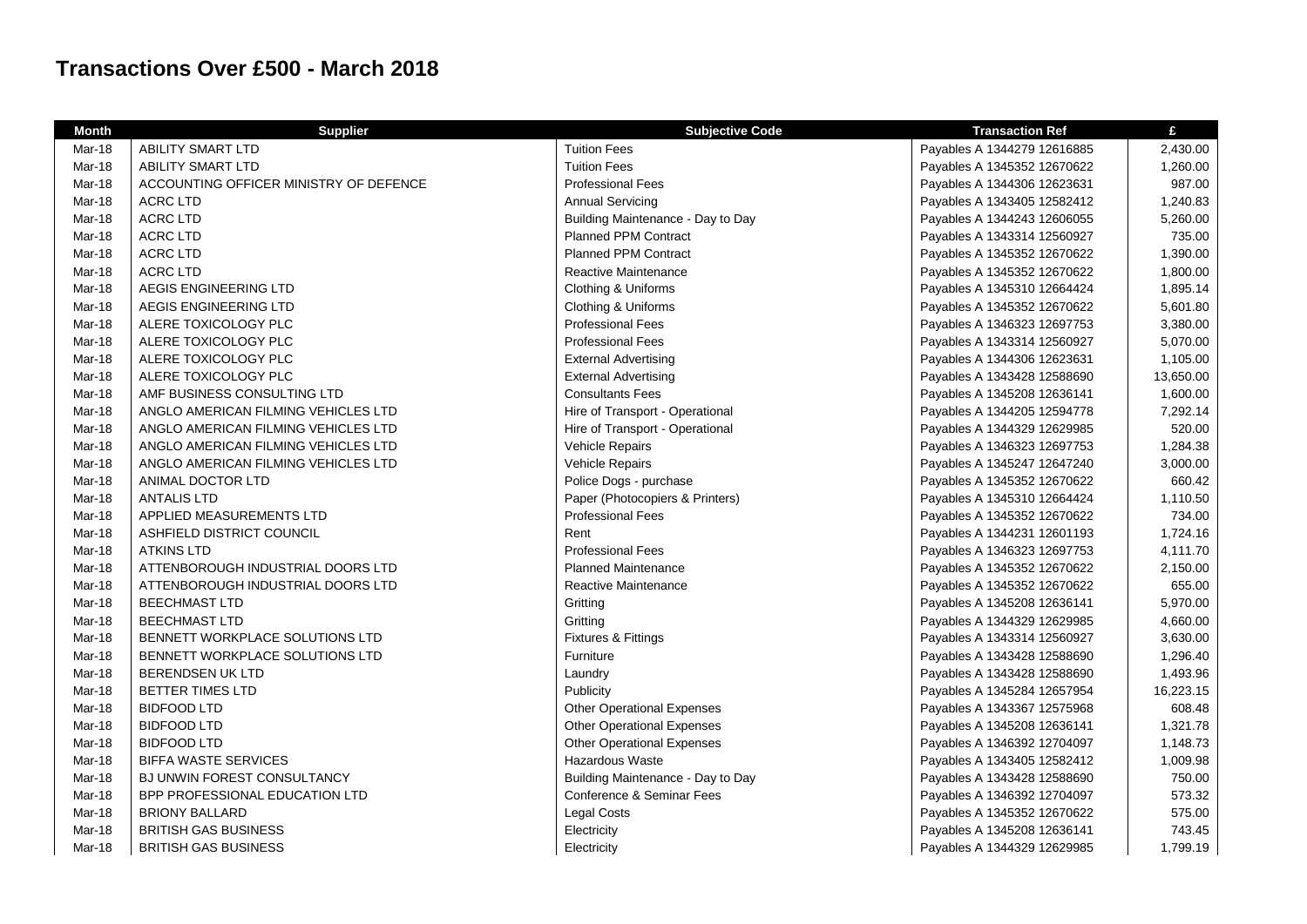# Transactions Over £500 - March 2018

| Month | Supplier | Subjective Code | Transaction Ref | £ |
|---|---|---|---|---|
| Mar-18 | ABILITY SMART LTD | Tuition Fees | Payables A 1344279 12616885 | 2,430.00 |
| Mar-18 | ABILITY SMART LTD | Tuition Fees | Payables A 1345352 12670622 | 1,260.00 |
| Mar-18 | ACCOUNTING OFFICER MINISTRY OF DEFENCE | Professional Fees | Payables A 1344306 12623631 | 987.00 |
| Mar-18 | ACRC LTD | Annual Servicing | Payables A 1343405 12582412 | 1,240.83 |
| Mar-18 | ACRC LTD | Building Maintenance - Day to Day | Payables A 1344243 12606055 | 5,260.00 |
| Mar-18 | ACRC LTD | Planned PPM Contract | Payables A 1343314 12560927 | 735.00 |
| Mar-18 | ACRC LTD | Planned PPM Contract | Payables A 1345352 12670622 | 1,390.00 |
| Mar-18 | ACRC LTD | Reactive Maintenance | Payables A 1345352 12670622 | 1,800.00 |
| Mar-18 | AEGIS ENGINEERING LTD | Clothing & Uniforms | Payables A 1345310 12664424 | 1,895.14 |
| Mar-18 | AEGIS ENGINEERING LTD | Clothing & Uniforms | Payables A 1345352 12670622 | 5,601.80 |
| Mar-18 | ALERE TOXICOLOGY PLC | Professional Fees | Payables A 1346323 12697753 | 3,380.00 |
| Mar-18 | ALERE TOXICOLOGY PLC | Professional Fees | Payables A 1343314 12560927 | 5,070.00 |
| Mar-18 | ALERE TOXICOLOGY PLC | External Advertising | Payables A 1344306 12623631 | 1,105.00 |
| Mar-18 | ALERE TOXICOLOGY PLC | External Advertising | Payables A 1343428 12588690 | 13,650.00 |
| Mar-18 | AMF BUSINESS CONSULTING LTD | Consultants Fees | Payables A 1345208 12636141 | 1,600.00 |
| Mar-18 | ANGLO AMERICAN FILMING VEHICLES LTD | Hire of Transport - Operational | Payables A 1344205 12594778 | 7,292.14 |
| Mar-18 | ANGLO AMERICAN FILMING VEHICLES LTD | Hire of Transport - Operational | Payables A 1344329 12629985 | 520.00 |
| Mar-18 | ANGLO AMERICAN FILMING VEHICLES LTD | Vehicle Repairs | Payables A 1346323 12697753 | 1,284.38 |
| Mar-18 | ANGLO AMERICAN FILMING VEHICLES LTD | Vehicle Repairs | Payables A 1345247 12647240 | 3,000.00 |
| Mar-18 | ANIMAL DOCTOR LTD | Police Dogs - purchase | Payables A 1345352 12670622 | 660.42 |
| Mar-18 | ANTALIS LTD | Paper (Photocopiers & Printers) | Payables A 1345310 12664424 | 1,110.50 |
| Mar-18 | APPLIED MEASUREMENTS LTD | Professional Fees | Payables A 1345352 12670622 | 734.00 |
| Mar-18 | ASHFIELD DISTRICT COUNCIL | Rent | Payables A 1344231 12601193 | 1,724.16 |
| Mar-18 | ATKINS LTD | Professional Fees | Payables A 1346323 12697753 | 4,111.70 |
| Mar-18 | ATTENBOROUGH INDUSTRIAL DOORS LTD | Planned Maintenance | Payables A 1345352 12670622 | 2,150.00 |
| Mar-18 | ATTENBOROUGH INDUSTRIAL DOORS LTD | Reactive Maintenance | Payables A 1345352 12670622 | 655.00 |
| Mar-18 | BEECHMAST LTD | Gritting | Payables A 1345208 12636141 | 5,970.00 |
| Mar-18 | BEECHMAST LTD | Gritting | Payables A 1344329 12629985 | 4,660.00 |
| Mar-18 | BENNETT WORKPLACE SOLUTIONS LTD | Fixtures & Fittings | Payables A 1343314 12560927 | 3,630.00 |
| Mar-18 | BENNETT WORKPLACE SOLUTIONS LTD | Furniture | Payables A 1343428 12588690 | 1,296.40 |
| Mar-18 | BERENDSEN UK LTD | Laundry | Payables A 1343428 12588690 | 1,493.96 |
| Mar-18 | BETTER TIMES LTD | Publicity | Payables A 1345284 12657954 | 16,223.15 |
| Mar-18 | BIDFOOD LTD | Other Operational Expenses | Payables A 1343367 12575968 | 608.48 |
| Mar-18 | BIDFOOD LTD | Other Operational Expenses | Payables A 1345208 12636141 | 1,321.78 |
| Mar-18 | BIDFOOD LTD | Other Operational Expenses | Payables A 1346392 12704097 | 1,148.73 |
| Mar-18 | BIFFA WASTE SERVICES | Hazardous Waste | Payables A 1343405 12582412 | 1,009.98 |
| Mar-18 | BJ UNWIN FOREST CONSULTANCY | Building Maintenance - Day to Day | Payables A 1343428 12588690 | 750.00 |
| Mar-18 | BPP PROFESSIONAL EDUCATION LTD | Conference & Seminar Fees | Payables A 1346392 12704097 | 573.32 |
| Mar-18 | BRIONY BALLARD | Legal Costs | Payables A 1345352 12670622 | 575.00 |
| Mar-18 | BRITISH GAS BUSINESS | Electricity | Payables A 1345208 12636141 | 743.45 |
| Mar-18 | BRITISH GAS BUSINESS | Electricity | Payables A 1344329 12629985 | 1,799.19 |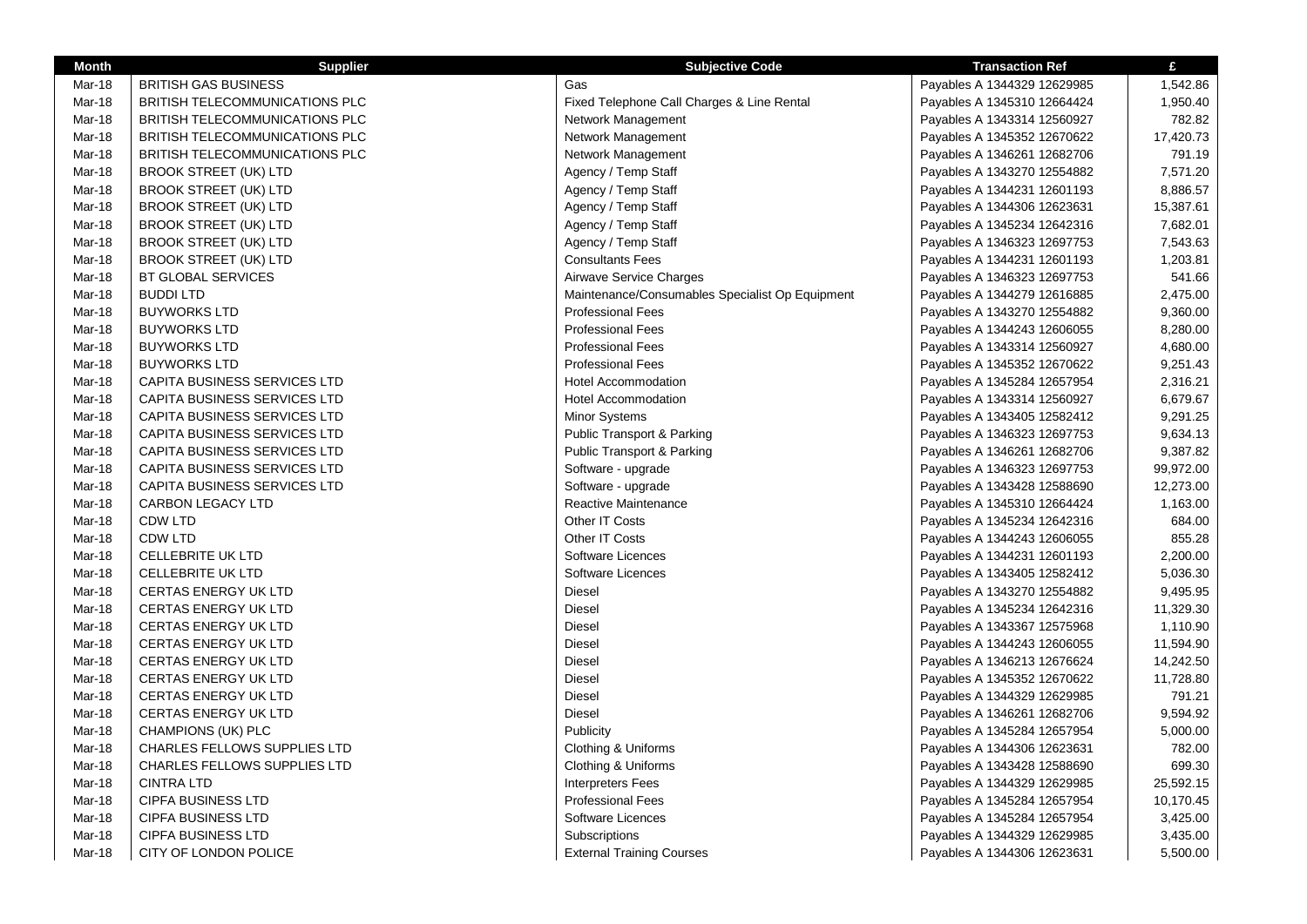| Month | Supplier | Subjective Code | Transaction Ref | £ |
|---|---|---|---|---|
| Mar-18 | BRITISH GAS BUSINESS | Gas | Payables A 1344329 12629985 | 1,542.86 |
| Mar-18 | BRITISH TELECOMMUNICATIONS PLC | Fixed Telephone Call Charges & Line Rental | Payables A 1345310 12664424 | 1,950.40 |
| Mar-18 | BRITISH TELECOMMUNICATIONS PLC | Network Management | Payables A 1343314 12560927 | 782.82 |
| Mar-18 | BRITISH TELECOMMUNICATIONS PLC | Network Management | Payables A 1345352 12670622 | 17,420.73 |
| Mar-18 | BRITISH TELECOMMUNICATIONS PLC | Network Management | Payables A 1346261 12682706 | 791.19 |
| Mar-18 | BROOK STREET (UK) LTD | Agency / Temp Staff | Payables A 1343270 12554882 | 7,571.20 |
| Mar-18 | BROOK STREET (UK) LTD | Agency / Temp Staff | Payables A 1344231 12601193 | 8,886.57 |
| Mar-18 | BROOK STREET (UK) LTD | Agency / Temp Staff | Payables A 1344306 12623631 | 15,387.61 |
| Mar-18 | BROOK STREET (UK) LTD | Agency / Temp Staff | Payables A 1345234 12642316 | 7,682.01 |
| Mar-18 | BROOK STREET (UK) LTD | Agency / Temp Staff | Payables A 1346323 12697753 | 7,543.63 |
| Mar-18 | BROOK STREET (UK) LTD | Consultants Fees | Payables A 1344231 12601193 | 1,203.81 |
| Mar-18 | BT GLOBAL SERVICES | Airwave Service Charges | Payables A 1346323 12697753 | 541.66 |
| Mar-18 | BUDDI LTD | Maintenance/Consumables Specialist Op Equipment | Payables A 1344279 12616885 | 2,475.00 |
| Mar-18 | BUYWORKS LTD | Professional Fees | Payables A 1343270 12554882 | 9,360.00 |
| Mar-18 | BUYWORKS LTD | Professional Fees | Payables A 1344243 12606055 | 8,280.00 |
| Mar-18 | BUYWORKS LTD | Professional Fees | Payables A 1343314 12560927 | 4,680.00 |
| Mar-18 | BUYWORKS LTD | Professional Fees | Payables A 1345352 12670622 | 9,251.43 |
| Mar-18 | CAPITA BUSINESS SERVICES LTD | Hotel Accommodation | Payables A 1345284 12657954 | 2,316.21 |
| Mar-18 | CAPITA BUSINESS SERVICES LTD | Hotel Accommodation | Payables A 1343314 12560927 | 6,679.67 |
| Mar-18 | CAPITA BUSINESS SERVICES LTD | Minor Systems | Payables A 1343405 12582412 | 9,291.25 |
| Mar-18 | CAPITA BUSINESS SERVICES LTD | Public Transport & Parking | Payables A 1346323 12697753 | 9,634.13 |
| Mar-18 | CAPITA BUSINESS SERVICES LTD | Public Transport & Parking | Payables A 1346261 12682706 | 9,387.82 |
| Mar-18 | CAPITA BUSINESS SERVICES LTD | Software - upgrade | Payables A 1346323 12697753 | 99,972.00 |
| Mar-18 | CAPITA BUSINESS SERVICES LTD | Software - upgrade | Payables A 1343428 12588690 | 12,273.00 |
| Mar-18 | CARBON LEGACY LTD | Reactive Maintenance | Payables A 1345310 12664424 | 1,163.00 |
| Mar-18 | CDW LTD | Other IT Costs | Payables A 1345234 12642316 | 684.00 |
| Mar-18 | CDW LTD | Other IT Costs | Payables A 1344243 12606055 | 855.28 |
| Mar-18 | CELLEBRITE UK LTD | Software Licences | Payables A 1344231 12601193 | 2,200.00 |
| Mar-18 | CELLEBRITE UK LTD | Software Licences | Payables A 1343405 12582412 | 5,036.30 |
| Mar-18 | CERTAS ENERGY UK LTD | Diesel | Payables A 1343270 12554882 | 9,495.95 |
| Mar-18 | CERTAS ENERGY UK LTD | Diesel | Payables A 1345234 12642316 | 11,329.30 |
| Mar-18 | CERTAS ENERGY UK LTD | Diesel | Payables A 1343367 12575968 | 1,110.90 |
| Mar-18 | CERTAS ENERGY UK LTD | Diesel | Payables A 1344243 12606055 | 11,594.90 |
| Mar-18 | CERTAS ENERGY UK LTD | Diesel | Payables A 1346213 12676624 | 14,242.50 |
| Mar-18 | CERTAS ENERGY UK LTD | Diesel | Payables A 1345352 12670622 | 11,728.80 |
| Mar-18 | CERTAS ENERGY UK LTD | Diesel | Payables A 1344329 12629985 | 791.21 |
| Mar-18 | CERTAS ENERGY UK LTD | Diesel | Payables A 1346261 12682706 | 9,594.92 |
| Mar-18 | CHAMPIONS (UK) PLC | Publicity | Payables A 1345284 12657954 | 5,000.00 |
| Mar-18 | CHARLES FELLOWS SUPPLIES LTD | Clothing & Uniforms | Payables A 1344306 12623631 | 782.00 |
| Mar-18 | CHARLES FELLOWS SUPPLIES LTD | Clothing & Uniforms | Payables A 1343428 12588690 | 699.30 |
| Mar-18 | CINTRA LTD | Interpreters Fees | Payables A 1344329 12629985 | 25,592.15 |
| Mar-18 | CIPFA BUSINESS LTD | Professional Fees | Payables A 1345284 12657954 | 10,170.45 |
| Mar-18 | CIPFA BUSINESS LTD | Software Licences | Payables A 1345284 12657954 | 3,425.00 |
| Mar-18 | CIPFA BUSINESS LTD | Subscriptions | Payables A 1344329 12629985 | 3,435.00 |
| Mar-18 | CITY OF LONDON POLICE | External Training Courses | Payables A 1344306 12623631 | 5,500.00 |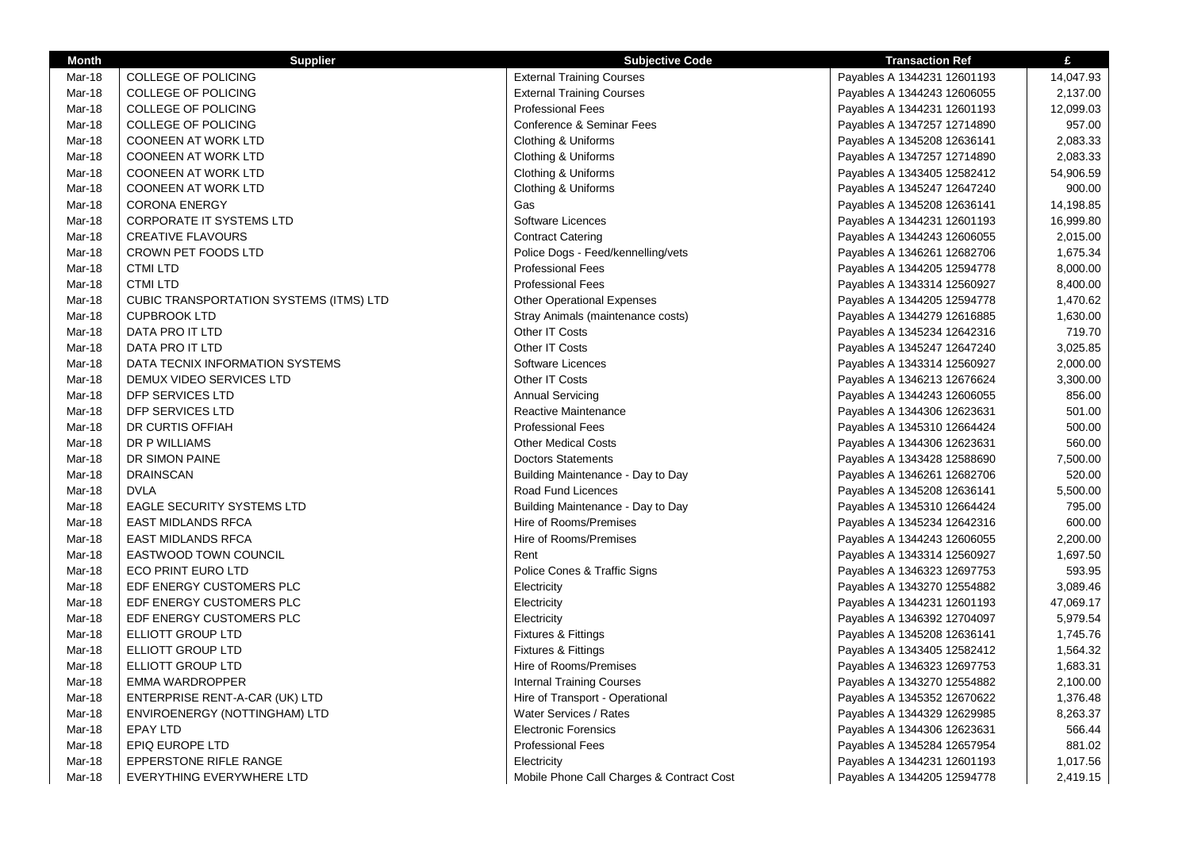| Month | Supplier | Subjective Code | Transaction Ref | £ |
|---|---|---|---|---|
| Mar-18 | COLLEGE OF POLICING | External Training Courses | Payables A 1344231 12601193 | 14,047.93 |
| Mar-18 | COLLEGE OF POLICING | External Training Courses | Payables A 1344243 12606055 | 2,137.00 |
| Mar-18 | COLLEGE OF POLICING | Professional Fees | Payables A 1344231 12601193 | 12,099.03 |
| Mar-18 | COLLEGE OF POLICING | Conference & Seminar Fees | Payables A 1347257 12714890 | 957.00 |
| Mar-18 | COONEEN AT WORK LTD | Clothing & Uniforms | Payables A 1345208 12636141 | 2,083.33 |
| Mar-18 | COONEEN AT WORK LTD | Clothing & Uniforms | Payables A 1347257 12714890 | 2,083.33 |
| Mar-18 | COONEEN AT WORK LTD | Clothing & Uniforms | Payables A 1343405 12582412 | 54,906.59 |
| Mar-18 | COONEEN AT WORK LTD | Clothing & Uniforms | Payables A 1345247 12647240 | 900.00 |
| Mar-18 | CORONA ENERGY | Gas | Payables A 1345208 12636141 | 14,198.85 |
| Mar-18 | CORPORATE IT SYSTEMS LTD | Software Licences | Payables A 1344231 12601193 | 16,999.80 |
| Mar-18 | CREATIVE FLAVOURS | Contract Catering | Payables A 1344243 12606055 | 2,015.00 |
| Mar-18 | CROWN PET FOODS LTD | Police Dogs - Feed/kennelling/vets | Payables A 1346261 12682706 | 1,675.34 |
| Mar-18 | CTMI LTD | Professional Fees | Payables A 1344205 12594778 | 8,000.00 |
| Mar-18 | CTMI LTD | Professional Fees | Payables A 1343314 12560927 | 8,400.00 |
| Mar-18 | CUBIC TRANSPORTATION SYSTEMS (ITMS) LTD | Other Operational Expenses | Payables A 1344205 12594778 | 1,470.62 |
| Mar-18 | CUPBROOK LTD | Stray Animals (maintenance costs) | Payables A 1344279 12616885 | 1,630.00 |
| Mar-18 | DATA PRO IT LTD | Other IT Costs | Payables A 1345234 12642316 | 719.70 |
| Mar-18 | DATA PRO IT LTD | Other IT Costs | Payables A 1345247 12647240 | 3,025.85 |
| Mar-18 | DATA TECNIX INFORMATION SYSTEMS | Software Licences | Payables A 1343314 12560927 | 2,000.00 |
| Mar-18 | DEMUX VIDEO SERVICES LTD | Other IT Costs | Payables A 1346213 12676624 | 3,300.00 |
| Mar-18 | DFP SERVICES LTD | Annual Servicing | Payables A 1344243 12606055 | 856.00 |
| Mar-18 | DFP SERVICES LTD | Reactive Maintenance | Payables A 1344306 12623631 | 501.00 |
| Mar-18 | DR CURTIS OFFIAH | Professional Fees | Payables A 1345310 12664424 | 500.00 |
| Mar-18 | DR P WILLIAMS | Other Medical Costs | Payables A 1344306 12623631 | 560.00 |
| Mar-18 | DR SIMON PAINE | Doctors Statements | Payables A 1343428 12588690 | 7,500.00 |
| Mar-18 | DRAINSCAN | Building Maintenance - Day to Day | Payables A 1346261 12682706 | 520.00 |
| Mar-18 | DVLA | Road Fund Licences | Payables A 1345208 12636141 | 5,500.00 |
| Mar-18 | EAGLE SECURITY SYSTEMS LTD | Building Maintenance - Day to Day | Payables A 1345310 12664424 | 795.00 |
| Mar-18 | EAST MIDLANDS RFCA | Hire of Rooms/Premises | Payables A 1345234 12642316 | 600.00 |
| Mar-18 | EAST MIDLANDS RFCA | Hire of Rooms/Premises | Payables A 1344243 12606055 | 2,200.00 |
| Mar-18 | EASTWOOD TOWN COUNCIL | Rent | Payables A 1343314 12560927 | 1,697.50 |
| Mar-18 | ECO PRINT EURO LTD | Police Cones & Traffic Signs | Payables A 1346323 12697753 | 593.95 |
| Mar-18 | EDF ENERGY CUSTOMERS PLC | Electricity | Payables A 1343270 12554882 | 3,089.46 |
| Mar-18 | EDF ENERGY CUSTOMERS PLC | Electricity | Payables A 1344231 12601193 | 47,069.17 |
| Mar-18 | EDF ENERGY CUSTOMERS PLC | Electricity | Payables A 1346392 12704097 | 5,979.54 |
| Mar-18 | ELLIOTT GROUP LTD | Fixtures & Fittings | Payables A 1345208 12636141 | 1,745.76 |
| Mar-18 | ELLIOTT GROUP LTD | Fixtures & Fittings | Payables A 1343405 12582412 | 1,564.32 |
| Mar-18 | ELLIOTT GROUP LTD | Hire of Rooms/Premises | Payables A 1346323 12697753 | 1,683.31 |
| Mar-18 | EMMA WARDROPPER | Internal Training Courses | Payables A 1343270 12554882 | 2,100.00 |
| Mar-18 | ENTERPRISE RENT-A-CAR (UK) LTD | Hire of Transport - Operational | Payables A 1345352 12670622 | 1,376.48 |
| Mar-18 | ENVIROENERGY (NOTTINGHAM) LTD | Water Services / Rates | Payables A 1344329 12629985 | 8,263.37 |
| Mar-18 | EPAY LTD | Electronic Forensics | Payables A 1344306 12623631 | 566.44 |
| Mar-18 | EPIQ EUROPE LTD | Professional Fees | Payables A 1345284 12657954 | 881.02 |
| Mar-18 | EPPERSTONE RIFLE RANGE | Electricity | Payables A 1344231 12601193 | 1,017.56 |
| Mar-18 | EVERYTHING EVERYWHERE LTD | Mobile Phone Call Charges & Contract Cost | Payables A 1344205 12594778 | 2,419.15 |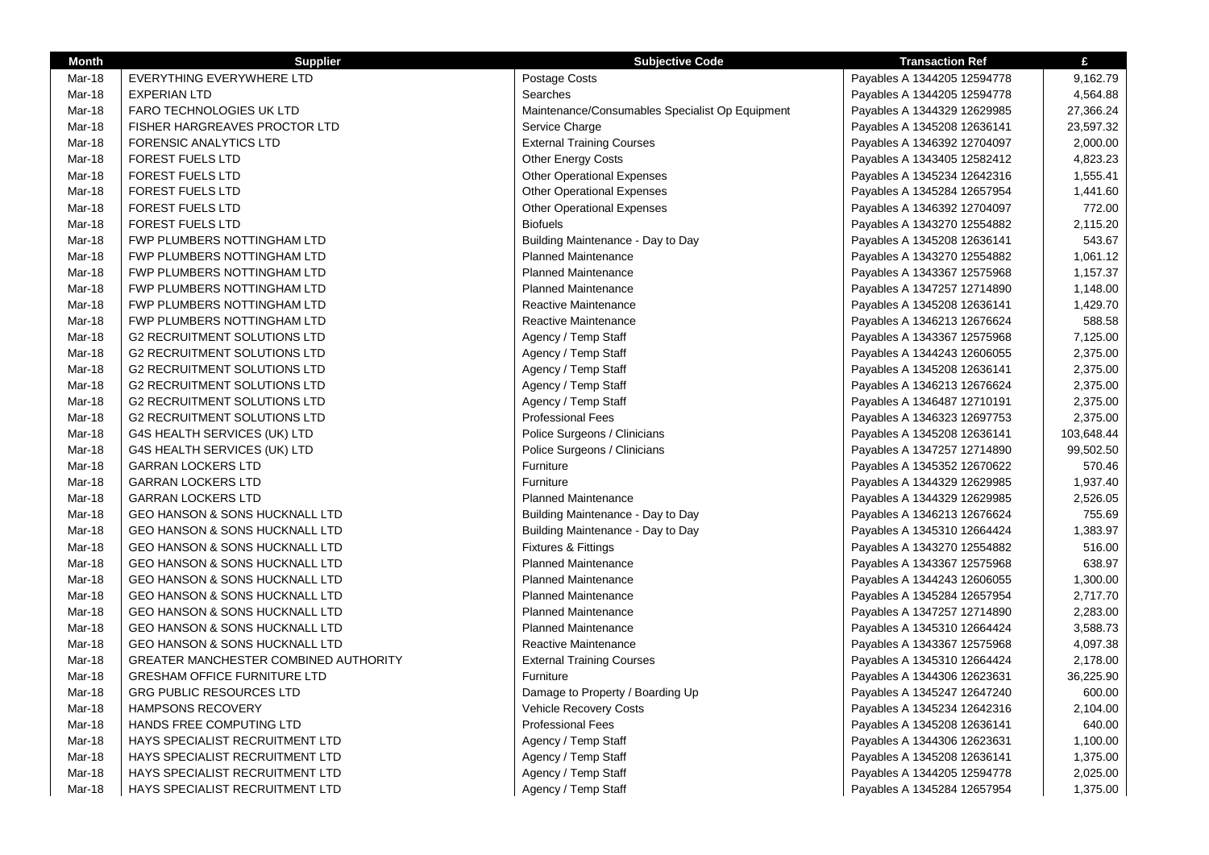| Month | Supplier | Subjective Code | Transaction Ref | £ |
|---|---|---|---|---|
| Mar-18 | EVERYTHING EVERYWHERE LTD | Postage Costs | Payables A 1344205 12594778 | 9,162.79 |
| Mar-18 | EXPERIAN LTD | Searches | Payables A 1344205 12594778 | 4,564.88 |
| Mar-18 | FARO TECHNOLOGIES UK LTD | Maintenance/Consumables Specialist Op Equipment | Payables A 1344329 12629985 | 27,366.24 |
| Mar-18 | FISHER HARGREAVES PROCTOR LTD | Service Charge | Payables A 1345208 12636141 | 23,597.32 |
| Mar-18 | FORENSIC ANALYTICS LTD | External Training Courses | Payables A 1346392 12704097 | 2,000.00 |
| Mar-18 | FOREST FUELS LTD | Other Energy Costs | Payables A 1343405 12582412 | 4,823.23 |
| Mar-18 | FOREST FUELS LTD | Other Operational Expenses | Payables A 1345234 12642316 | 1,555.41 |
| Mar-18 | FOREST FUELS LTD | Other Operational Expenses | Payables A 1345284 12657954 | 1,441.60 |
| Mar-18 | FOREST FUELS LTD | Other Operational Expenses | Payables A 1346392 12704097 | 772.00 |
| Mar-18 | FOREST FUELS LTD | Biofuels | Payables A 1343270 12554882 | 2,115.20 |
| Mar-18 | FWP PLUMBERS NOTTINGHAM LTD | Building Maintenance - Day to Day | Payables A 1345208 12636141 | 543.67 |
| Mar-18 | FWP PLUMBERS NOTTINGHAM LTD | Planned Maintenance | Payables A 1343270 12554882 | 1,061.12 |
| Mar-18 | FWP PLUMBERS NOTTINGHAM LTD | Planned Maintenance | Payables A 1343367 12575968 | 1,157.37 |
| Mar-18 | FWP PLUMBERS NOTTINGHAM LTD | Planned Maintenance | Payables A 1347257 12714890 | 1,148.00 |
| Mar-18 | FWP PLUMBERS NOTTINGHAM LTD | Reactive Maintenance | Payables A 1345208 12636141 | 1,429.70 |
| Mar-18 | FWP PLUMBERS NOTTINGHAM LTD | Reactive Maintenance | Payables A 1346213 12676624 | 588.58 |
| Mar-18 | G2 RECRUITMENT SOLUTIONS LTD | Agency / Temp Staff | Payables A 1343367 12575968 | 7,125.00 |
| Mar-18 | G2 RECRUITMENT SOLUTIONS LTD | Agency / Temp Staff | Payables A 1344243 12606055 | 2,375.00 |
| Mar-18 | G2 RECRUITMENT SOLUTIONS LTD | Agency / Temp Staff | Payables A 1345208 12636141 | 2,375.00 |
| Mar-18 | G2 RECRUITMENT SOLUTIONS LTD | Agency / Temp Staff | Payables A 1346213 12676624 | 2,375.00 |
| Mar-18 | G2 RECRUITMENT SOLUTIONS LTD | Agency / Temp Staff | Payables A 1346487 12710191 | 2,375.00 |
| Mar-18 | G2 RECRUITMENT SOLUTIONS LTD | Professional Fees | Payables A 1346323 12697753 | 2,375.00 |
| Mar-18 | G4S HEALTH SERVICES (UK) LTD | Police Surgeons / Clinicians | Payables A 1345208 12636141 | 103,648.44 |
| Mar-18 | G4S HEALTH SERVICES (UK) LTD | Police Surgeons / Clinicians | Payables A 1347257 12714890 | 99,502.50 |
| Mar-18 | GARRAN LOCKERS LTD | Furniture | Payables A 1345352 12670622 | 570.46 |
| Mar-18 | GARRAN LOCKERS LTD | Furniture | Payables A 1344329 12629985 | 1,937.40 |
| Mar-18 | GARRAN LOCKERS LTD | Planned Maintenance | Payables A 1344329 12629985 | 2,526.05 |
| Mar-18 | GEO HANSON & SONS HUCKNALL LTD | Building Maintenance - Day to Day | Payables A 1346213 12676624 | 755.69 |
| Mar-18 | GEO HANSON & SONS HUCKNALL LTD | Building Maintenance - Day to Day | Payables A 1345310 12664424 | 1,383.97 |
| Mar-18 | GEO HANSON & SONS HUCKNALL LTD | Fixtures & Fittings | Payables A 1343270 12554882 | 516.00 |
| Mar-18 | GEO HANSON & SONS HUCKNALL LTD | Planned Maintenance | Payables A 1343367 12575968 | 638.97 |
| Mar-18 | GEO HANSON & SONS HUCKNALL LTD | Planned Maintenance | Payables A 1344243 12606055 | 1,300.00 |
| Mar-18 | GEO HANSON & SONS HUCKNALL LTD | Planned Maintenance | Payables A 1345284 12657954 | 2,717.70 |
| Mar-18 | GEO HANSON & SONS HUCKNALL LTD | Planned Maintenance | Payables A 1347257 12714890 | 2,283.00 |
| Mar-18 | GEO HANSON & SONS HUCKNALL LTD | Planned Maintenance | Payables A 1345310 12664424 | 3,588.73 |
| Mar-18 | GEO HANSON & SONS HUCKNALL LTD | Reactive Maintenance | Payables A 1343367 12575968 | 4,097.38 |
| Mar-18 | GREATER MANCHESTER COMBINED AUTHORITY | External Training Courses | Payables A 1345310 12664424 | 2,178.00 |
| Mar-18 | GRESHAM OFFICE FURNITURE LTD | Furniture | Payables A 1344306 12623631 | 36,225.90 |
| Mar-18 | GRG PUBLIC RESOURCES LTD | Damage to Property / Boarding Up | Payables A 1345247 12647240 | 600.00 |
| Mar-18 | HAMPSONS RECOVERY | Vehicle Recovery Costs | Payables A 1345234 12642316 | 2,104.00 |
| Mar-18 | HANDS FREE COMPUTING LTD | Professional Fees | Payables A 1345208 12636141 | 640.00 |
| Mar-18 | HAYS SPECIALIST RECRUITMENT LTD | Agency / Temp Staff | Payables A 1344306 12623631 | 1,100.00 |
| Mar-18 | HAYS SPECIALIST RECRUITMENT LTD | Agency / Temp Staff | Payables A 1345208 12636141 | 1,375.00 |
| Mar-18 | HAYS SPECIALIST RECRUITMENT LTD | Agency / Temp Staff | Payables A 1344205 12594778 | 2,025.00 |
| Mar-18 | HAYS SPECIALIST RECRUITMENT LTD | Agency / Temp Staff | Payables A 1345284 12657954 | 1,375.00 |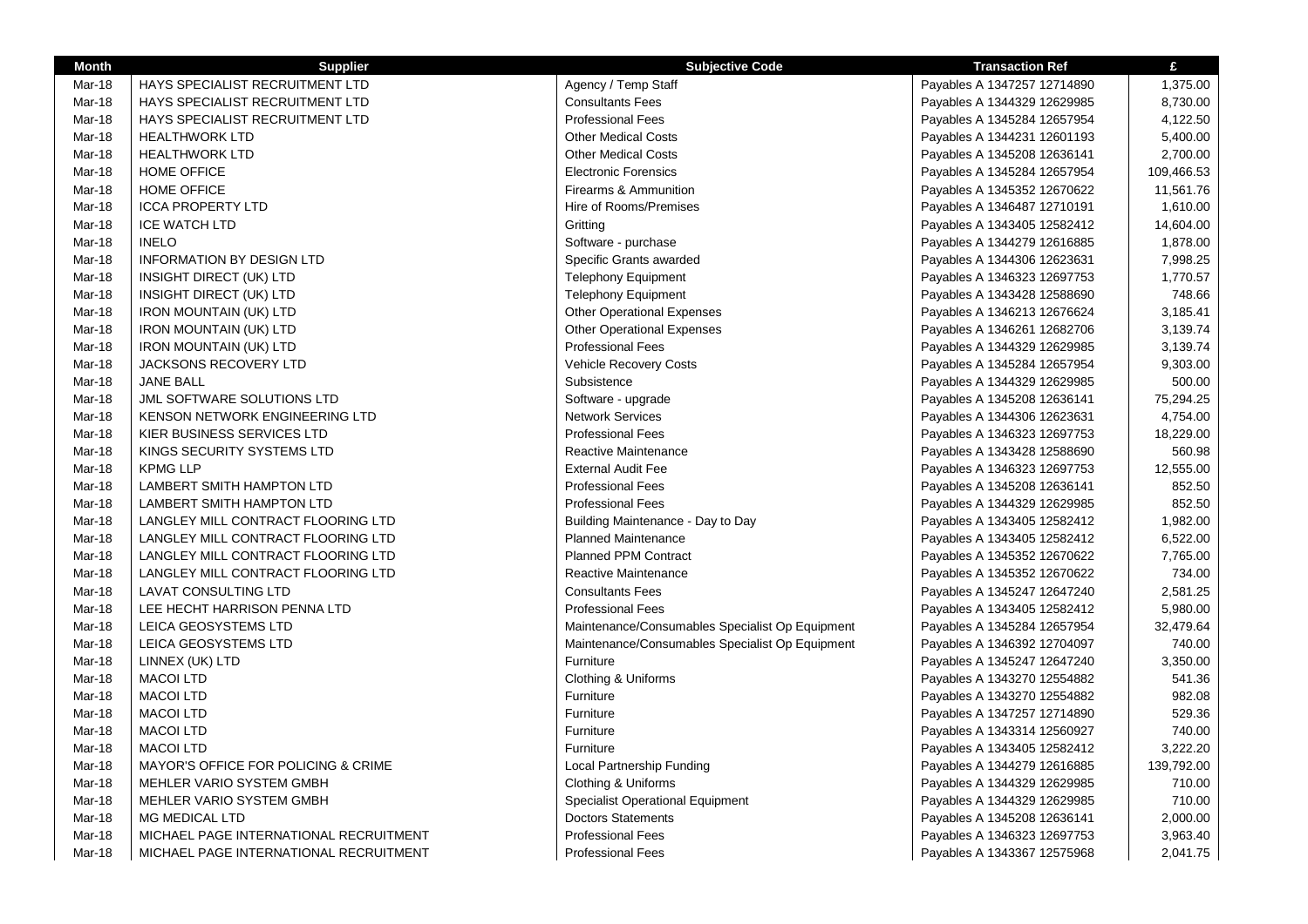| Month | Supplier | Subjective Code | Transaction Ref | £ |
|---|---|---|---|---|
| Mar-18 | HAYS SPECIALIST RECRUITMENT LTD | Agency / Temp Staff | Payables A 1347257 12714890 | 1,375.00 |
| Mar-18 | HAYS SPECIALIST RECRUITMENT LTD | Consultants Fees | Payables A 1344329 12629985 | 8,730.00 |
| Mar-18 | HAYS SPECIALIST RECRUITMENT LTD | Professional Fees | Payables A 1345284 12657954 | 4,122.50 |
| Mar-18 | HEALTHWORK LTD | Other Medical Costs | Payables A 1344231 12601193 | 5,400.00 |
| Mar-18 | HEALTHWORK LTD | Other Medical Costs | Payables A 1345208 12636141 | 2,700.00 |
| Mar-18 | HOME OFFICE | Electronic Forensics | Payables A 1345284 12657954 | 109,466.53 |
| Mar-18 | HOME OFFICE | Firearms & Ammunition | Payables A 1345352 12670622 | 11,561.76 |
| Mar-18 | ICCA PROPERTY LTD | Hire of Rooms/Premises | Payables A 1346487 12710191 | 1,610.00 |
| Mar-18 | ICE WATCH LTD | Gritting | Payables A 1343405 12582412 | 14,604.00 |
| Mar-18 | INELO | Software - purchase | Payables A 1344279 12616885 | 1,878.00 |
| Mar-18 | INFORMATION BY DESIGN LTD | Specific Grants awarded | Payables A 1344306 12623631 | 7,998.25 |
| Mar-18 | INSIGHT DIRECT (UK) LTD | Telephony Equipment | Payables A 1346323 12697753 | 1,770.57 |
| Mar-18 | INSIGHT DIRECT (UK) LTD | Telephony Equipment | Payables A 1343428 12588690 | 748.66 |
| Mar-18 | IRON MOUNTAIN (UK) LTD | Other Operational Expenses | Payables A 1346213 12676624 | 3,185.41 |
| Mar-18 | IRON MOUNTAIN (UK) LTD | Other Operational Expenses | Payables A 1346261 12682706 | 3,139.74 |
| Mar-18 | IRON MOUNTAIN (UK) LTD | Professional Fees | Payables A 1344329 12629985 | 3,139.74 |
| Mar-18 | JACKSONS RECOVERY LTD | Vehicle Recovery Costs | Payables A 1345284 12657954 | 9,303.00 |
| Mar-18 | JANE BALL | Subsistence | Payables A 1344329 12629985 | 500.00 |
| Mar-18 | JML SOFTWARE SOLUTIONS LTD | Software - upgrade | Payables A 1345208 12636141 | 75,294.25 |
| Mar-18 | KENSON NETWORK ENGINEERING LTD | Network Services | Payables A 1344306 12623631 | 4,754.00 |
| Mar-18 | KIER BUSINESS SERVICES LTD | Professional Fees | Payables A 1346323 12697753 | 18,229.00 |
| Mar-18 | KINGS SECURITY SYSTEMS LTD | Reactive Maintenance | Payables A 1343428 12588690 | 560.98 |
| Mar-18 | KPMG LLP | External Audit Fee | Payables A 1346323 12697753 | 12,555.00 |
| Mar-18 | LAMBERT SMITH HAMPTON LTD | Professional Fees | Payables A 1345208 12636141 | 852.50 |
| Mar-18 | LAMBERT SMITH HAMPTON LTD | Professional Fees | Payables A 1344329 12629985 | 852.50 |
| Mar-18 | LANGLEY MILL CONTRACT FLOORING LTD | Building Maintenance - Day to Day | Payables A 1343405 12582412 | 1,982.00 |
| Mar-18 | LANGLEY MILL CONTRACT FLOORING LTD | Planned Maintenance | Payables A 1343405 12582412 | 6,522.00 |
| Mar-18 | LANGLEY MILL CONTRACT FLOORING LTD | Planned PPM Contract | Payables A 1345352 12670622 | 7,765.00 |
| Mar-18 | LANGLEY MILL CONTRACT FLOORING LTD | Reactive Maintenance | Payables A 1345352 12670622 | 734.00 |
| Mar-18 | LAVAT CONSULTING LTD | Consultants Fees | Payables A 1345247 12647240 | 2,581.25 |
| Mar-18 | LEE HECHT HARRISON PENNA LTD | Professional Fees | Payables A 1343405 12582412 | 5,980.00 |
| Mar-18 | LEICA GEOSYSTEMS LTD | Maintenance/Consumables Specialist Op Equipment | Payables A 1345284 12657954 | 32,479.64 |
| Mar-18 | LEICA GEOSYSTEMS LTD | Maintenance/Consumables Specialist Op Equipment | Payables A 1346392 12704097 | 740.00 |
| Mar-18 | LINNEX (UK) LTD | Furniture | Payables A 1345247 12647240 | 3,350.00 |
| Mar-18 | MACOI LTD | Clothing & Uniforms | Payables A 1343270 12554882 | 541.36 |
| Mar-18 | MACOI LTD | Furniture | Payables A 1343270 12554882 | 982.08 |
| Mar-18 | MACOI LTD | Furniture | Payables A 1347257 12714890 | 529.36 |
| Mar-18 | MACOI LTD | Furniture | Payables A 1343314 12560927 | 740.00 |
| Mar-18 | MACOI LTD | Furniture | Payables A 1343405 12582412 | 3,222.20 |
| Mar-18 | MAYOR'S OFFICE FOR POLICING & CRIME | Local Partnership Funding | Payables A 1344279 12616885 | 139,792.00 |
| Mar-18 | MEHLER VARIO SYSTEM GMBH | Clothing & Uniforms | Payables A 1344329 12629985 | 710.00 |
| Mar-18 | MEHLER VARIO SYSTEM GMBH | Specialist Operational Equipment | Payables A 1344329 12629985 | 710.00 |
| Mar-18 | MG MEDICAL LTD | Doctors Statements | Payables A 1345208 12636141 | 2,000.00 |
| Mar-18 | MICHAEL PAGE INTERNATIONAL RECRUITMENT | Professional Fees | Payables A 1346323 12697753 | 3,963.40 |
| Mar-18 | MICHAEL PAGE INTERNATIONAL RECRUITMENT | Professional Fees | Payables A 1343367 12575968 | 2,041.75 |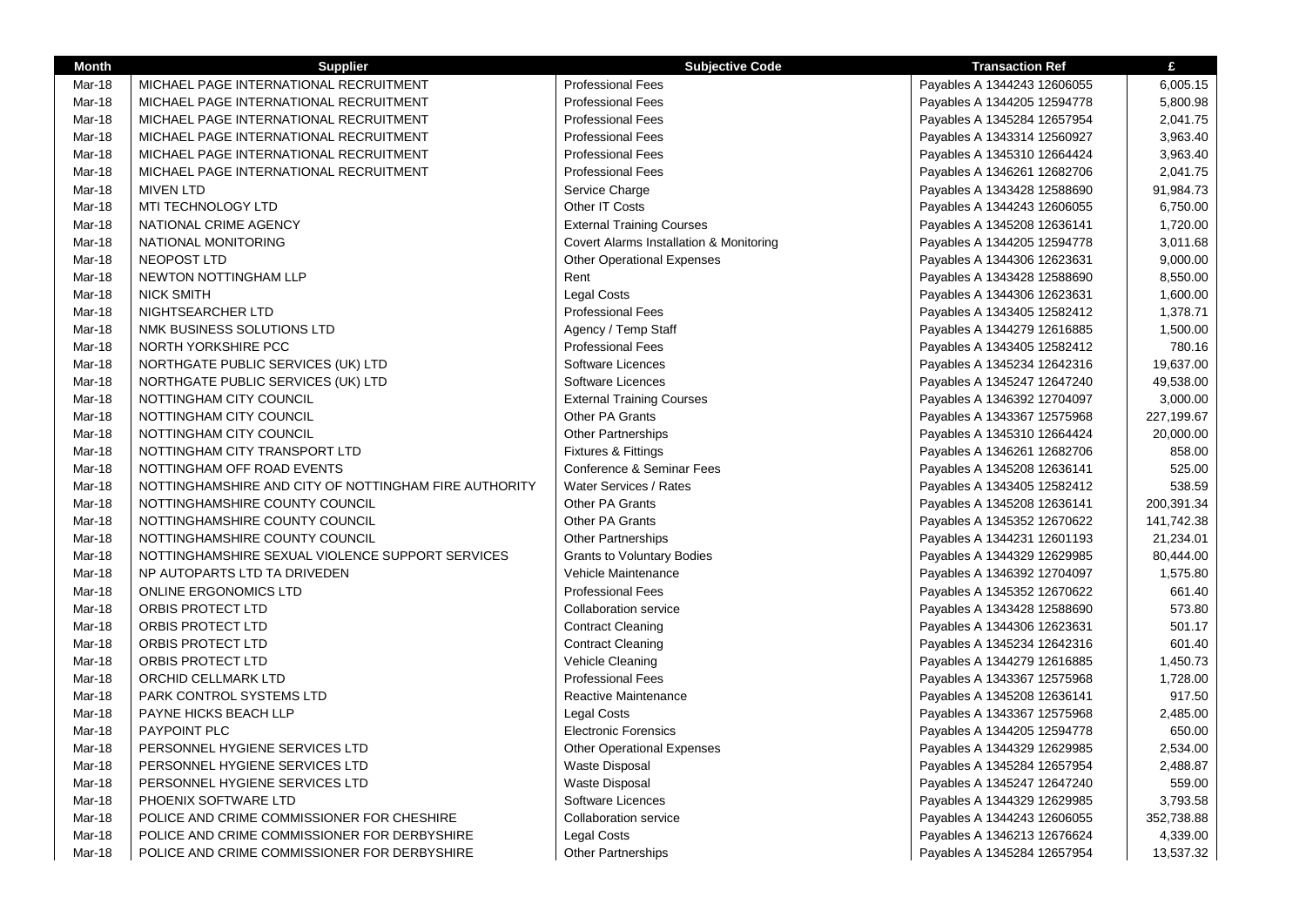| Month | Supplier | Subjective Code | Transaction Ref | £ |
|---|---|---|---|---|
| Mar-18 | MICHAEL PAGE INTERNATIONAL RECRUITMENT | Professional Fees | Payables A 1344243 12606055 | 6,005.15 |
| Mar-18 | MICHAEL PAGE INTERNATIONAL RECRUITMENT | Professional Fees | Payables A 1344205 12594778 | 5,800.98 |
| Mar-18 | MICHAEL PAGE INTERNATIONAL RECRUITMENT | Professional Fees | Payables A 1345284 12657954 | 2,041.75 |
| Mar-18 | MICHAEL PAGE INTERNATIONAL RECRUITMENT | Professional Fees | Payables A 1343314 12560927 | 3,963.40 |
| Mar-18 | MICHAEL PAGE INTERNATIONAL RECRUITMENT | Professional Fees | Payables A 1345310 12664424 | 3,963.40 |
| Mar-18 | MICHAEL PAGE INTERNATIONAL RECRUITMENT | Professional Fees | Payables A 1346261 12682706 | 2,041.75 |
| Mar-18 | MIVEN LTD | Service Charge | Payables A 1343428 12588690 | 91,984.73 |
| Mar-18 | MTI TECHNOLOGY LTD | Other IT Costs | Payables A 1344243 12606055 | 6,750.00 |
| Mar-18 | NATIONAL CRIME AGENCY | External Training Courses | Payables A 1345208 12636141 | 1,720.00 |
| Mar-18 | NATIONAL MONITORING | Covert Alarms Installation & Monitoring | Payables A 1344205 12594778 | 3,011.68 |
| Mar-18 | NEOPOST LTD | Other Operational Expenses | Payables A 1344306 12623631 | 9,000.00 |
| Mar-18 | NEWTON NOTTINGHAM LLP | Rent | Payables A 1343428 12588690 | 8,550.00 |
| Mar-18 | NICK SMITH | Legal Costs | Payables A 1344306 12623631 | 1,600.00 |
| Mar-18 | NIGHTSEARCHER LTD | Professional Fees | Payables A 1343405 12582412 | 1,378.71 |
| Mar-18 | NMK BUSINESS SOLUTIONS LTD | Agency / Temp Staff | Payables A 1344279 12616885 | 1,500.00 |
| Mar-18 | NORTH YORKSHIRE PCC | Professional Fees | Payables A 1343405 12582412 | 780.16 |
| Mar-18 | NORTHGATE PUBLIC SERVICES (UK) LTD | Software Licences | Payables A 1345234 12642316 | 19,637.00 |
| Mar-18 | NORTHGATE PUBLIC SERVICES (UK) LTD | Software Licences | Payables A 1345247 12647240 | 49,538.00 |
| Mar-18 | NOTTINGHAM CITY COUNCIL | External Training Courses | Payables A 1346392 12704097 | 3,000.00 |
| Mar-18 | NOTTINGHAM CITY COUNCIL | Other PA Grants | Payables A 1343367 12575968 | 227,199.67 |
| Mar-18 | NOTTINGHAM CITY COUNCIL | Other Partnerships | Payables A 1345310 12664424 | 20,000.00 |
| Mar-18 | NOTTINGHAM CITY TRANSPORT LTD | Fixtures & Fittings | Payables A 1346261 12682706 | 858.00 |
| Mar-18 | NOTTINGHAM OFF ROAD EVENTS | Conference & Seminar Fees | Payables A 1345208 12636141 | 525.00 |
| Mar-18 | NOTTINGHAMSHIRE AND CITY OF NOTTINGHAM FIRE AUTHORITY | Water Services / Rates | Payables A 1343405 12582412 | 538.59 |
| Mar-18 | NOTTINGHAMSHIRE COUNTY COUNCIL | Other PA Grants | Payables A 1345208 12636141 | 200,391.34 |
| Mar-18 | NOTTINGHAMSHIRE COUNTY COUNCIL | Other PA Grants | Payables A 1345352 12670622 | 141,742.38 |
| Mar-18 | NOTTINGHAMSHIRE COUNTY COUNCIL | Other Partnerships | Payables A 1344231 12601193 | 21,234.01 |
| Mar-18 | NOTTINGHAMSHIRE SEXUAL VIOLENCE SUPPORT SERVICES | Grants to Voluntary Bodies | Payables A 1344329 12629985 | 80,444.00 |
| Mar-18 | NP AUTOPARTS LTD TA DRIVEDEN | Vehicle Maintenance | Payables A 1346392 12704097 | 1,575.80 |
| Mar-18 | ONLINE ERGONOMICS LTD | Professional Fees | Payables A 1345352 12670622 | 661.40 |
| Mar-18 | ORBIS PROTECT LTD | Collaboration service | Payables A 1343428 12588690 | 573.80 |
| Mar-18 | ORBIS PROTECT LTD | Contract Cleaning | Payables A 1344306 12623631 | 501.17 |
| Mar-18 | ORBIS PROTECT LTD | Contract Cleaning | Payables A 1345234 12642316 | 601.40 |
| Mar-18 | ORBIS PROTECT LTD | Vehicle Cleaning | Payables A 1344279 12616885 | 1,450.73 |
| Mar-18 | ORCHID CELLMARK LTD | Professional Fees | Payables A 1343367 12575968 | 1,728.00 |
| Mar-18 | PARK CONTROL SYSTEMS LTD | Reactive Maintenance | Payables A 1345208 12636141 | 917.50 |
| Mar-18 | PAYNE HICKS BEACH LLP | Legal Costs | Payables A 1343367 12575968 | 2,485.00 |
| Mar-18 | PAYPOINT PLC | Electronic Forensics | Payables A 1344205 12594778 | 650.00 |
| Mar-18 | PERSONNEL HYGIENE SERVICES LTD | Other Operational Expenses | Payables A 1344329 12629985 | 2,534.00 |
| Mar-18 | PERSONNEL HYGIENE SERVICES LTD | Waste Disposal | Payables A 1345284 12657954 | 2,488.87 |
| Mar-18 | PERSONNEL HYGIENE SERVICES LTD | Waste Disposal | Payables A 1345247 12647240 | 559.00 |
| Mar-18 | PHOENIX SOFTWARE LTD | Software Licences | Payables A 1344329 12629985 | 3,793.58 |
| Mar-18 | POLICE AND CRIME COMMISSIONER FOR CHESHIRE | Collaboration service | Payables A 1344243 12606055 | 352,738.88 |
| Mar-18 | POLICE AND CRIME COMMISSIONER FOR DERBYSHIRE | Legal Costs | Payables A 1346213 12676624 | 4,339.00 |
| Mar-18 | POLICE AND CRIME COMMISSIONER FOR DERBYSHIRE | Other Partnerships | Payables A 1345284 12657954 | 13,537.32 |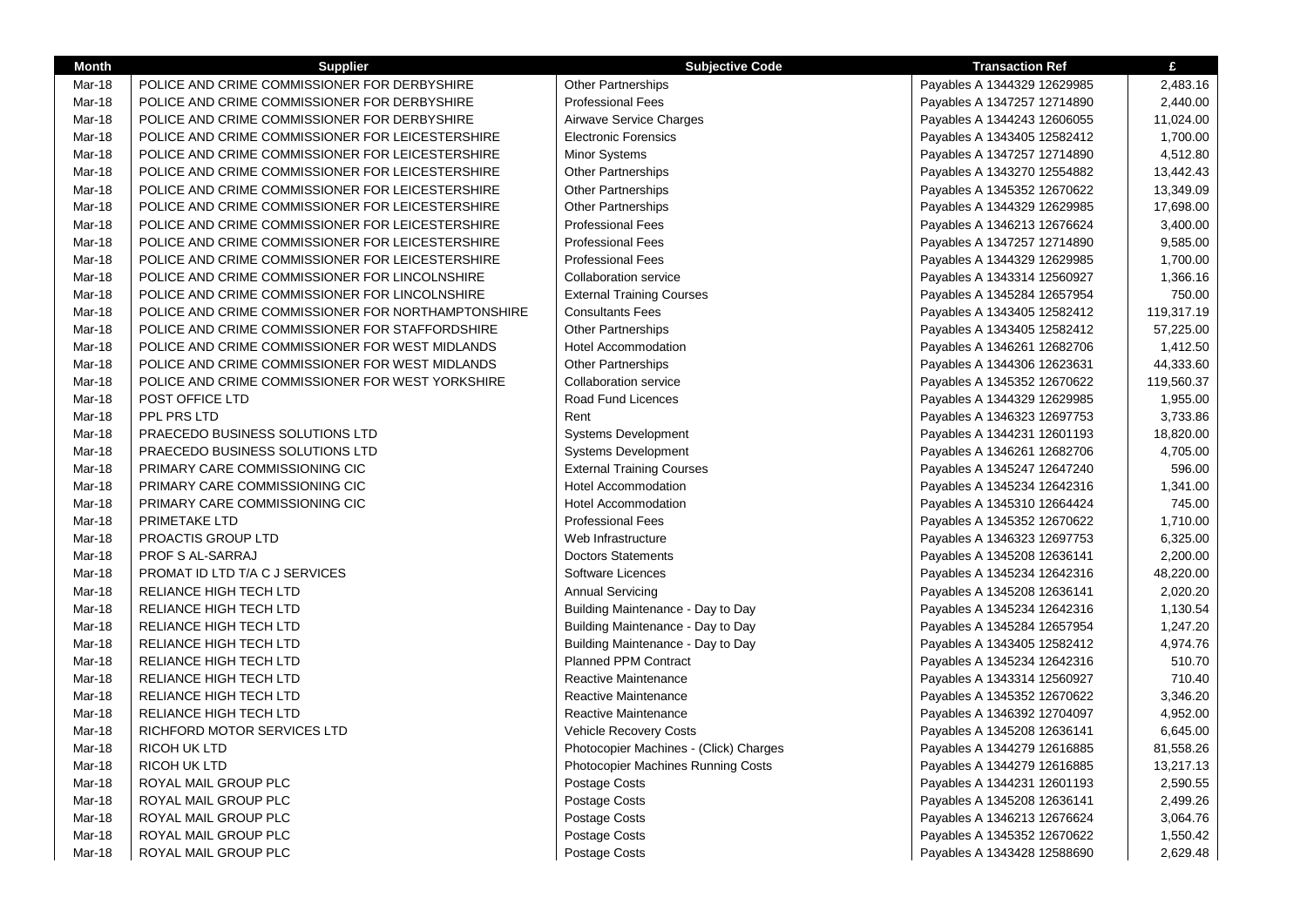| Month | Supplier | Subjective Code | Transaction Ref | £ |
|---|---|---|---|---|
| Mar-18 | POLICE AND CRIME COMMISSIONER FOR DERBYSHIRE | Other Partnerships | Payables A 1344329 12629985 | 2,483.16 |
| Mar-18 | POLICE AND CRIME COMMISSIONER FOR DERBYSHIRE | Professional Fees | Payables A 1347257 12714890 | 2,440.00 |
| Mar-18 | POLICE AND CRIME COMMISSIONER FOR DERBYSHIRE | Airwave Service Charges | Payables A 1344243 12606055 | 11,024.00 |
| Mar-18 | POLICE AND CRIME COMMISSIONER FOR LEICESTERSHIRE | Electronic Forensics | Payables A 1343405 12582412 | 1,700.00 |
| Mar-18 | POLICE AND CRIME COMMISSIONER FOR LEICESTERSHIRE | Minor Systems | Payables A 1347257 12714890 | 4,512.80 |
| Mar-18 | POLICE AND CRIME COMMISSIONER FOR LEICESTERSHIRE | Other Partnerships | Payables A 1343270 12554882 | 13,442.43 |
| Mar-18 | POLICE AND CRIME COMMISSIONER FOR LEICESTERSHIRE | Other Partnerships | Payables A 1345352 12670622 | 13,349.09 |
| Mar-18 | POLICE AND CRIME COMMISSIONER FOR LEICESTERSHIRE | Other Partnerships | Payables A 1344329 12629985 | 17,698.00 |
| Mar-18 | POLICE AND CRIME COMMISSIONER FOR LEICESTERSHIRE | Professional Fees | Payables A 1346213 12676624 | 3,400.00 |
| Mar-18 | POLICE AND CRIME COMMISSIONER FOR LEICESTERSHIRE | Professional Fees | Payables A 1347257 12714890 | 9,585.00 |
| Mar-18 | POLICE AND CRIME COMMISSIONER FOR LEICESTERSHIRE | Professional Fees | Payables A 1344329 12629985 | 1,700.00 |
| Mar-18 | POLICE AND CRIME COMMISSIONER FOR LINCOLNSHIRE | Collaboration service | Payables A 1343314 12560927 | 1,366.16 |
| Mar-18 | POLICE AND CRIME COMMISSIONER FOR LINCOLNSHIRE | External Training Courses | Payables A 1345284 12657954 | 750.00 |
| Mar-18 | POLICE AND CRIME COMMISSIONER FOR NORTHAMPTONSHIRE | Consultants Fees | Payables A 1343405 12582412 | 119,317.19 |
| Mar-18 | POLICE AND CRIME COMMISSIONER FOR STAFFORDSHIRE | Other Partnerships | Payables A 1343405 12582412 | 57,225.00 |
| Mar-18 | POLICE AND CRIME COMMISSIONER FOR WEST MIDLANDS | Hotel Accommodation | Payables A 1346261 12682706 | 1,412.50 |
| Mar-18 | POLICE AND CRIME COMMISSIONER FOR WEST MIDLANDS | Other Partnerships | Payables A 1344306 12623631 | 44,333.60 |
| Mar-18 | POLICE AND CRIME COMMISSIONER FOR WEST YORKSHIRE | Collaboration service | Payables A 1345352 12670622 | 119,560.37 |
| Mar-18 | POST OFFICE LTD | Road Fund Licences | Payables A 1344329 12629985 | 1,955.00 |
| Mar-18 | PPL PRS LTD | Rent | Payables A 1346323 12697753 | 3,733.86 |
| Mar-18 | PRAECEDO BUSINESS SOLUTIONS LTD | Systems Development | Payables A 1344231 12601193 | 18,820.00 |
| Mar-18 | PRAECEDO BUSINESS SOLUTIONS LTD | Systems Development | Payables A 1346261 12682706 | 4,705.00 |
| Mar-18 | PRIMARY CARE COMMISSIONING CIC | External Training Courses | Payables A 1345247 12647240 | 596.00 |
| Mar-18 | PRIMARY CARE COMMISSIONING CIC | Hotel Accommodation | Payables A 1345234 12642316 | 1,341.00 |
| Mar-18 | PRIMARY CARE COMMISSIONING CIC | Hotel Accommodation | Payables A 1345310 12664424 | 745.00 |
| Mar-18 | PRIMETAKE LTD | Professional Fees | Payables A 1345352 12670622 | 1,710.00 |
| Mar-18 | PROACTIS GROUP LTD | Web Infrastructure | Payables A 1346323 12697753 | 6,325.00 |
| Mar-18 | PROF S AL-SARRAJ | Doctors Statements | Payables A 1345208 12636141 | 2,200.00 |
| Mar-18 | PROMAT ID LTD T/A C J SERVICES | Software Licences | Payables A 1345234 12642316 | 48,220.00 |
| Mar-18 | RELIANCE HIGH TECH LTD | Annual Servicing | Payables A 1345208 12636141 | 2,020.20 |
| Mar-18 | RELIANCE HIGH TECH LTD | Building Maintenance - Day to Day | Payables A 1345234 12642316 | 1,130.54 |
| Mar-18 | RELIANCE HIGH TECH LTD | Building Maintenance - Day to Day | Payables A 1345284 12657954 | 1,247.20 |
| Mar-18 | RELIANCE HIGH TECH LTD | Building Maintenance - Day to Day | Payables A 1343405 12582412 | 4,974.76 |
| Mar-18 | RELIANCE HIGH TECH LTD | Planned PPM Contract | Payables A 1345234 12642316 | 510.70 |
| Mar-18 | RELIANCE HIGH TECH LTD | Reactive Maintenance | Payables A 1343314 12560927 | 710.40 |
| Mar-18 | RELIANCE HIGH TECH LTD | Reactive Maintenance | Payables A 1345352 12670622 | 3,346.20 |
| Mar-18 | RELIANCE HIGH TECH LTD | Reactive Maintenance | Payables A 1346392 12704097 | 4,952.00 |
| Mar-18 | RICHFORD MOTOR SERVICES LTD | Vehicle Recovery Costs | Payables A 1345208 12636141 | 6,645.00 |
| Mar-18 | RICOH UK LTD | Photocopier Machines - (Click) Charges | Payables A 1344279 12616885 | 81,558.26 |
| Mar-18 | RICOH UK LTD | Photocopier Machines Running Costs | Payables A 1344279 12616885 | 13,217.13 |
| Mar-18 | ROYAL MAIL GROUP PLC | Postage Costs | Payables A 1344231 12601193 | 2,590.55 |
| Mar-18 | ROYAL MAIL GROUP PLC | Postage Costs | Payables A 1345208 12636141 | 2,499.26 |
| Mar-18 | ROYAL MAIL GROUP PLC | Postage Costs | Payables A 1346213 12676624 | 3,064.76 |
| Mar-18 | ROYAL MAIL GROUP PLC | Postage Costs | Payables A 1345352 12670622 | 1,550.42 |
| Mar-18 | ROYAL MAIL GROUP PLC | Postage Costs | Payables A 1343428 12588690 | 2,629.48 |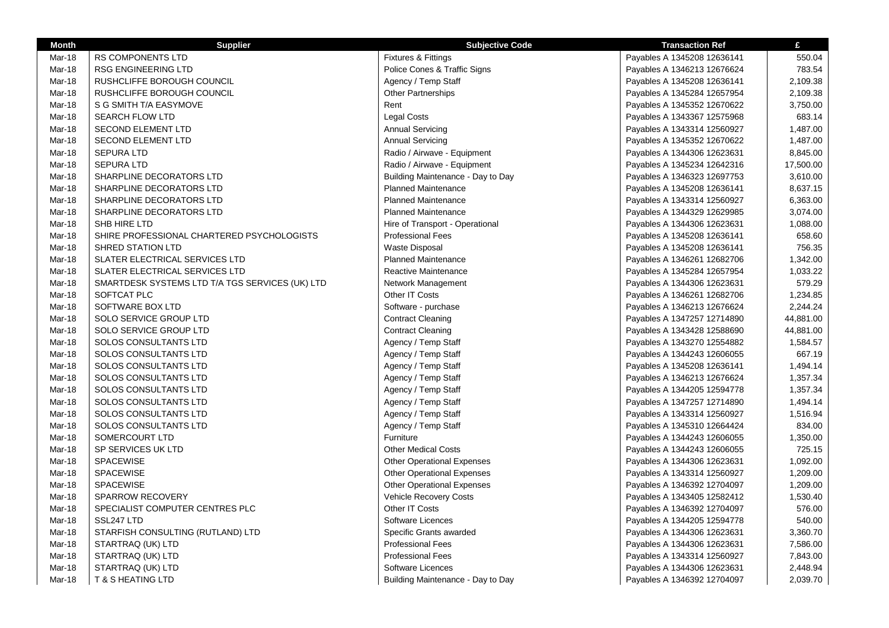| Month | Supplier | Subjective Code | Transaction Ref | £ |
|---|---|---|---|---|
| Mar-18 | RS COMPONENTS LTD | Fixtures & Fittings | Payables A 1345208 12636141 | 550.04 |
| Mar-18 | RSG ENGINEERING LTD | Police Cones & Traffic Signs | Payables A 1346213 12676624 | 783.54 |
| Mar-18 | RUSHCLIFFE BOROUGH COUNCIL | Agency / Temp Staff | Payables A 1345208 12636141 | 2,109.38 |
| Mar-18 | RUSHCLIFFE BOROUGH COUNCIL | Other Partnerships | Payables A 1345284 12657954 | 2,109.38 |
| Mar-18 | S G SMITH T/A EASYMOVE | Rent | Payables A 1345352 12670622 | 3,750.00 |
| Mar-18 | SEARCH FLOW LTD | Legal Costs | Payables A 1343367 12575968 | 683.14 |
| Mar-18 | SECOND ELEMENT LTD | Annual Servicing | Payables A 1343314 12560927 | 1,487.00 |
| Mar-18 | SECOND ELEMENT LTD | Annual Servicing | Payables A 1345352 12670622 | 1,487.00 |
| Mar-18 | SEPURA LTD | Radio / Airwave - Equipment | Payables A 1344306 12623631 | 8,845.00 |
| Mar-18 | SEPURA LTD | Radio / Airwave - Equipment | Payables A 1345234 12642316 | 17,500.00 |
| Mar-18 | SHARPLINE DECORATORS LTD | Building Maintenance - Day to Day | Payables A 1346323 12697753 | 3,610.00 |
| Mar-18 | SHARPLINE DECORATORS LTD | Planned Maintenance | Payables A 1345208 12636141 | 8,637.15 |
| Mar-18 | SHARPLINE DECORATORS LTD | Planned Maintenance | Payables A 1343314 12560927 | 6,363.00 |
| Mar-18 | SHARPLINE DECORATORS LTD | Planned Maintenance | Payables A 1344329 12629985 | 3,074.00 |
| Mar-18 | SHB HIRE LTD | Hire of Transport - Operational | Payables A 1344306 12623631 | 1,088.00 |
| Mar-18 | SHIRE PROFESSIONAL CHARTERED PSYCHOLOGISTS | Professional Fees | Payables A 1345208 12636141 | 658.60 |
| Mar-18 | SHRED STATION LTD | Waste Disposal | Payables A 1345208 12636141 | 756.35 |
| Mar-18 | SLATER ELECTRICAL SERVICES LTD | Planned Maintenance | Payables A 1346261 12682706 | 1,342.00 |
| Mar-18 | SLATER ELECTRICAL SERVICES LTD | Reactive Maintenance | Payables A 1345284 12657954 | 1,033.22 |
| Mar-18 | SMARTDESK SYSTEMS LTD T/A TGS SERVICES (UK) LTD | Network Management | Payables A 1344306 12623631 | 579.29 |
| Mar-18 | SOFTCAT PLC | Other IT Costs | Payables A 1346261 12682706 | 1,234.85 |
| Mar-18 | SOFTWARE BOX LTD | Software - purchase | Payables A 1346213 12676624 | 2,244.24 |
| Mar-18 | SOLO SERVICE GROUP LTD | Contract Cleaning | Payables A 1347257 12714890 | 44,881.00 |
| Mar-18 | SOLO SERVICE GROUP LTD | Contract Cleaning | Payables A 1343428 12588690 | 44,881.00 |
| Mar-18 | SOLOS CONSULTANTS LTD | Agency / Temp Staff | Payables A 1343270 12554882 | 1,584.57 |
| Mar-18 | SOLOS CONSULTANTS LTD | Agency / Temp Staff | Payables A 1344243 12606055 | 667.19 |
| Mar-18 | SOLOS CONSULTANTS LTD | Agency / Temp Staff | Payables A 1345208 12636141 | 1,494.14 |
| Mar-18 | SOLOS CONSULTANTS LTD | Agency / Temp Staff | Payables A 1346213 12676624 | 1,357.34 |
| Mar-18 | SOLOS CONSULTANTS LTD | Agency / Temp Staff | Payables A 1344205 12594778 | 1,357.34 |
| Mar-18 | SOLOS CONSULTANTS LTD | Agency / Temp Staff | Payables A 1347257 12714890 | 1,494.14 |
| Mar-18 | SOLOS CONSULTANTS LTD | Agency / Temp Staff | Payables A 1343314 12560927 | 1,516.94 |
| Mar-18 | SOLOS CONSULTANTS LTD | Agency / Temp Staff | Payables A 1345310 12664424 | 834.00 |
| Mar-18 | SOMERCOURT LTD | Furniture | Payables A 1344243 12606055 | 1,350.00 |
| Mar-18 | SP SERVICES UK LTD | Other Medical Costs | Payables A 1344243 12606055 | 725.15 |
| Mar-18 | SPACEWISE | Other Operational Expenses | Payables A 1344306 12623631 | 1,092.00 |
| Mar-18 | SPACEWISE | Other Operational Expenses | Payables A 1343314 12560927 | 1,209.00 |
| Mar-18 | SPACEWISE | Other Operational Expenses | Payables A 1346392 12704097 | 1,209.00 |
| Mar-18 | SPARROW RECOVERY | Vehicle Recovery Costs | Payables A 1343405 12582412 | 1,530.40 |
| Mar-18 | SPECIALIST COMPUTER CENTRES PLC | Other IT Costs | Payables A 1346392 12704097 | 576.00 |
| Mar-18 | SSL247 LTD | Software Licences | Payables A 1344205 12594778 | 540.00 |
| Mar-18 | STARFISH CONSULTING (RUTLAND) LTD | Specific Grants awarded | Payables A 1344306 12623631 | 3,360.70 |
| Mar-18 | STARTRAQ (UK) LTD | Professional Fees | Payables A 1344306 12623631 | 7,586.00 |
| Mar-18 | STARTRAQ (UK) LTD | Professional Fees | Payables A 1343314 12560927 | 7,843.00 |
| Mar-18 | STARTRAQ (UK) LTD | Software Licences | Payables A 1344306 12623631 | 2,448.94 |
| Mar-18 | T & S HEATING LTD | Building Maintenance - Day to Day | Payables A 1346392 12704097 | 2,039.70 |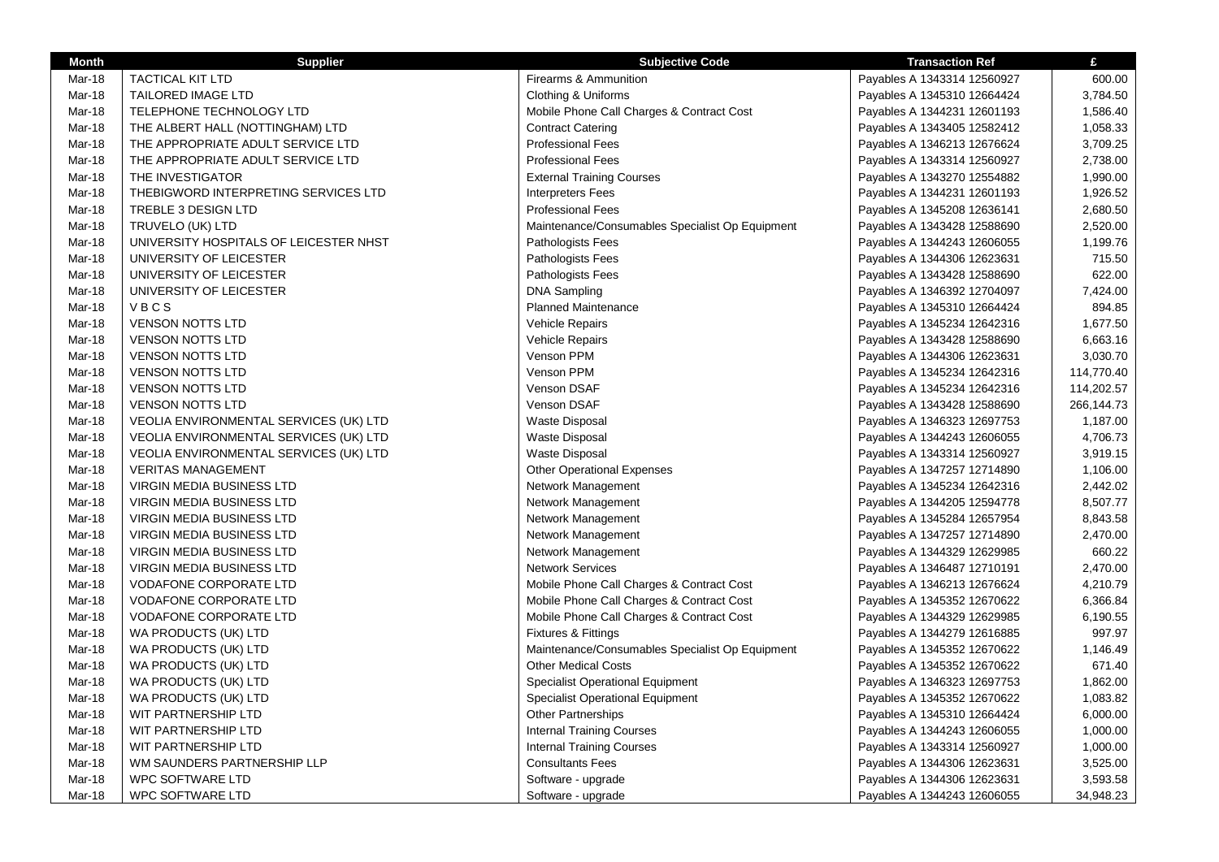| Month | Supplier | Subjective Code | Transaction Ref | £ |
|---|---|---|---|---|
| Mar-18 | TACTICAL KIT LTD | Firearms & Ammunition | Payables A 1343314 12560927 | 600.00 |
| Mar-18 | TAILORED IMAGE LTD | Clothing & Uniforms | Payables A 1345310 12664424 | 3,784.50 |
| Mar-18 | TELEPHONE TECHNOLOGY LTD | Mobile Phone Call Charges & Contract Cost | Payables A 1344231 12601193 | 1,586.40 |
| Mar-18 | THE ALBERT HALL (NOTTINGHAM) LTD | Contract Catering | Payables A 1343405 12582412 | 1,058.33 |
| Mar-18 | THE APPROPRIATE ADULT SERVICE LTD | Professional Fees | Payables A 1346213 12676624 | 3,709.25 |
| Mar-18 | THE APPROPRIATE ADULT SERVICE LTD | Professional Fees | Payables A 1343314 12560927 | 2,738.00 |
| Mar-18 | THE INVESTIGATOR | External Training Courses | Payables A 1343270 12554882 | 1,990.00 |
| Mar-18 | THEBIGWORD INTERPRETING SERVICES LTD | Interpreters Fees | Payables A 1344231 12601193 | 1,926.52 |
| Mar-18 | TREBLE 3 DESIGN LTD | Professional Fees | Payables A 1345208 12636141 | 2,680.50 |
| Mar-18 | TRUVELO (UK) LTD | Maintenance/Consumables Specialist Op Equipment | Payables A 1343428 12588690 | 2,520.00 |
| Mar-18 | UNIVERSITY HOSPITALS OF LEICESTER NHST | Pathologists Fees | Payables A 1344243 12606055 | 1,199.76 |
| Mar-18 | UNIVERSITY OF LEICESTER | Pathologists Fees | Payables A 1344306 12623631 | 715.50 |
| Mar-18 | UNIVERSITY OF LEICESTER | Pathologists Fees | Payables A 1343428 12588690 | 622.00 |
| Mar-18 | UNIVERSITY OF LEICESTER | DNA Sampling | Payables A 1346392 12704097 | 7,424.00 |
| Mar-18 | V B C S | Planned Maintenance | Payables A 1345310 12664424 | 894.85 |
| Mar-18 | VENSON NOTTS LTD | Vehicle Repairs | Payables A 1345234 12642316 | 1,677.50 |
| Mar-18 | VENSON NOTTS LTD | Vehicle Repairs | Payables A 1343428 12588690 | 6,663.16 |
| Mar-18 | VENSON NOTTS LTD | Venson PPM | Payables A 1344306 12623631 | 3,030.70 |
| Mar-18 | VENSON NOTTS LTD | Venson PPM | Payables A 1345234 12642316 | 114,770.40 |
| Mar-18 | VENSON NOTTS LTD | Venson DSAF | Payables A 1345234 12642316 | 114,202.57 |
| Mar-18 | VENSON NOTTS LTD | Venson DSAF | Payables A 1343428 12588690 | 266,144.73 |
| Mar-18 | VEOLIA ENVIRONMENTAL SERVICES (UK) LTD | Waste Disposal | Payables A 1346323 12697753 | 1,187.00 |
| Mar-18 | VEOLIA ENVIRONMENTAL SERVICES (UK) LTD | Waste Disposal | Payables A 1344243 12606055 | 4,706.73 |
| Mar-18 | VEOLIA ENVIRONMENTAL SERVICES (UK) LTD | Waste Disposal | Payables A 1343314 12560927 | 3,919.15 |
| Mar-18 | VERITAS MANAGEMENT | Other Operational Expenses | Payables A 1347257 12714890 | 1,106.00 |
| Mar-18 | VIRGIN MEDIA BUSINESS LTD | Network Management | Payables A 1345234 12642316 | 2,442.02 |
| Mar-18 | VIRGIN MEDIA BUSINESS LTD | Network Management | Payables A 1344205 12594778 | 8,507.77 |
| Mar-18 | VIRGIN MEDIA BUSINESS LTD | Network Management | Payables A 1345284 12657954 | 8,843.58 |
| Mar-18 | VIRGIN MEDIA BUSINESS LTD | Network Management | Payables A 1347257 12714890 | 2,470.00 |
| Mar-18 | VIRGIN MEDIA BUSINESS LTD | Network Management | Payables A 1344329 12629985 | 660.22 |
| Mar-18 | VIRGIN MEDIA BUSINESS LTD | Network Services | Payables A 1346487 12710191 | 2,470.00 |
| Mar-18 | VODAFONE CORPORATE LTD | Mobile Phone Call Charges & Contract Cost | Payables A 1346213 12676624 | 4,210.79 |
| Mar-18 | VODAFONE CORPORATE LTD | Mobile Phone Call Charges & Contract Cost | Payables A 1345352 12670622 | 6,366.84 |
| Mar-18 | VODAFONE CORPORATE LTD | Mobile Phone Call Charges & Contract Cost | Payables A 1344329 12629985 | 6,190.55 |
| Mar-18 | WA PRODUCTS (UK) LTD | Fixtures & Fittings | Payables A 1344279 12616885 | 997.97 |
| Mar-18 | WA PRODUCTS (UK) LTD | Maintenance/Consumables Specialist Op Equipment | Payables A 1345352 12670622 | 1,146.49 |
| Mar-18 | WA PRODUCTS (UK) LTD | Other Medical Costs | Payables A 1345352 12670622 | 671.40 |
| Mar-18 | WA PRODUCTS (UK) LTD | Specialist Operational Equipment | Payables A 1346323 12697753 | 1,862.00 |
| Mar-18 | WA PRODUCTS (UK) LTD | Specialist Operational Equipment | Payables A 1345352 12670622 | 1,083.82 |
| Mar-18 | WIT PARTNERSHIP LTD | Other Partnerships | Payables A 1345310 12664424 | 6,000.00 |
| Mar-18 | WIT PARTNERSHIP LTD | Internal Training Courses | Payables A 1344243 12606055 | 1,000.00 |
| Mar-18 | WIT PARTNERSHIP LTD | Internal Training Courses | Payables A 1343314 12560927 | 1,000.00 |
| Mar-18 | WM SAUNDERS PARTNERSHIP LLP | Consultants Fees | Payables A 1344306 12623631 | 3,525.00 |
| Mar-18 | WPC SOFTWARE LTD | Software - upgrade | Payables A 1344306 12623631 | 3,593.58 |
| Mar-18 | WPC SOFTWARE LTD | Software - upgrade | Payables A 1344243 12606055 | 34,948.23 |